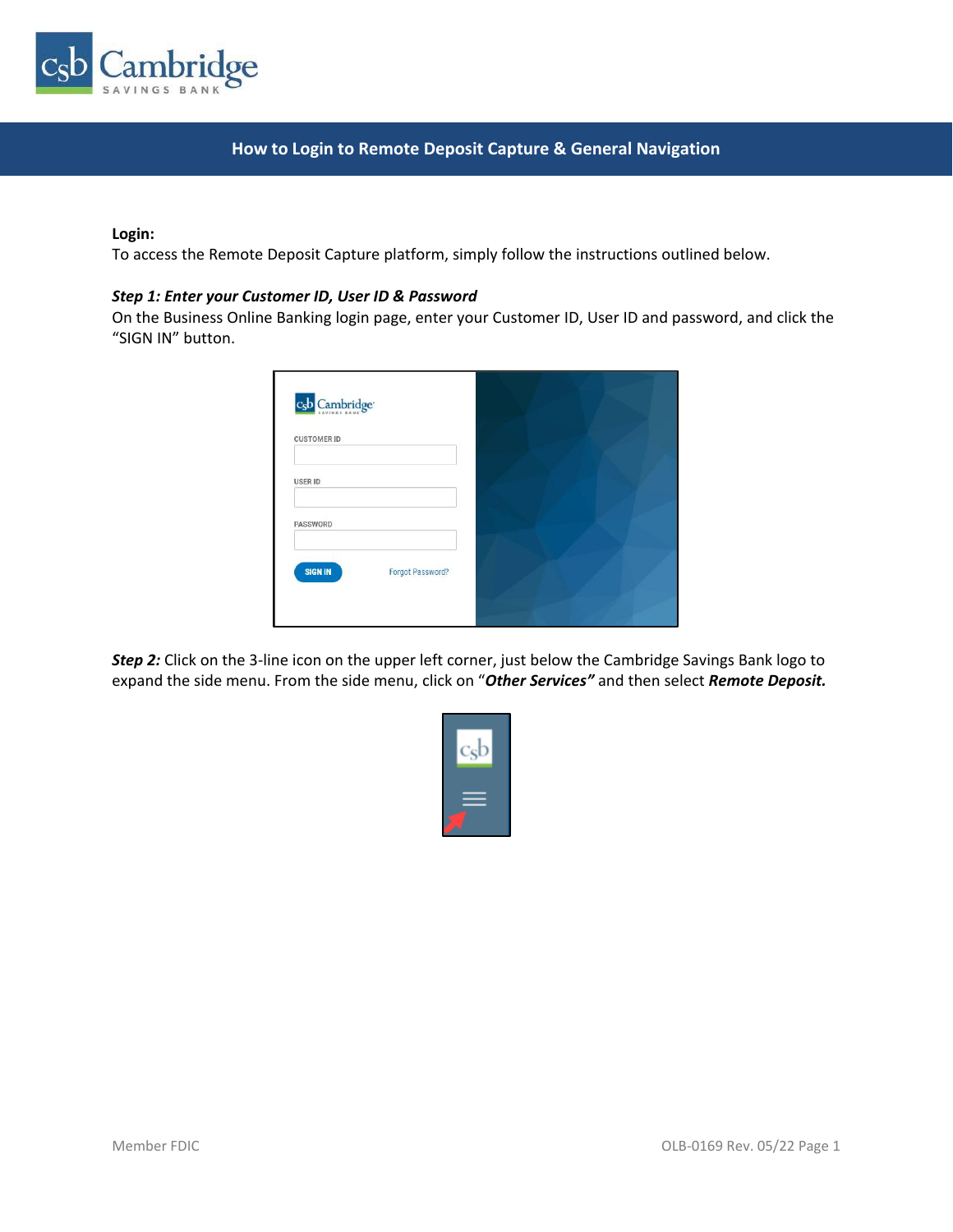# How to Login to Remote Deposit Capture & General Navigation

**Login:**

To access the Remote Deposit Capture platform, simply follow the instructions outlined below.

***Step 1: Enter your Customer ID, User ID & Password***

On the Business Online Banking login page, enter your Customer ID, User ID and password, and click the "SIGN IN" button.

***Step 2:*** Click on the 3-line icon on the upper left corner, just below the Cambridge Savings Bank logo to expand the side menu. From the side menu, click on "***Other Services"*** and then select ***Remote Deposit.***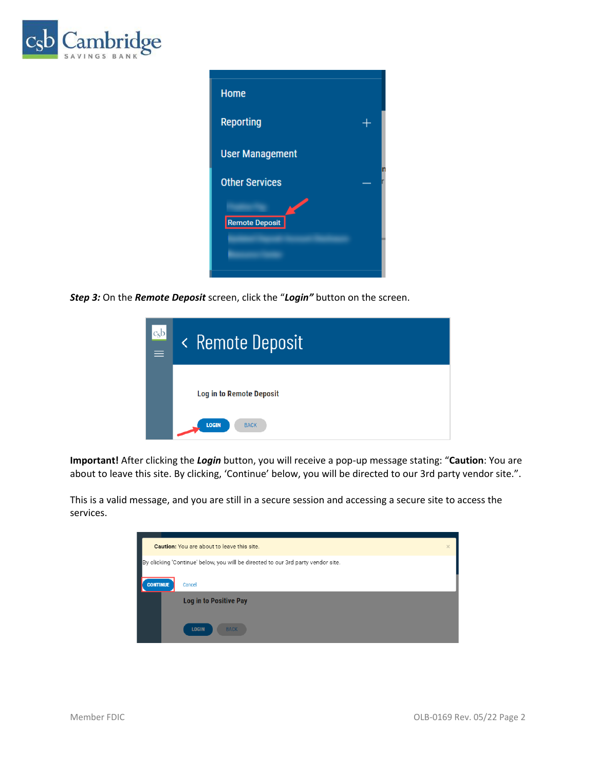***Step 3:*** On the ***Remote Deposit*** screen, click the "***Login"*** button on the screen.

**Important!** After clicking the ***Login*** button, you will receive a pop-up message stating: "**Caution**: You are about to leave this site. By clicking, 'Continue' below, you will be directed to our 3rd party vendor site.".

This is a valid message, and you are still in a secure session and accessing a secure site to access the services.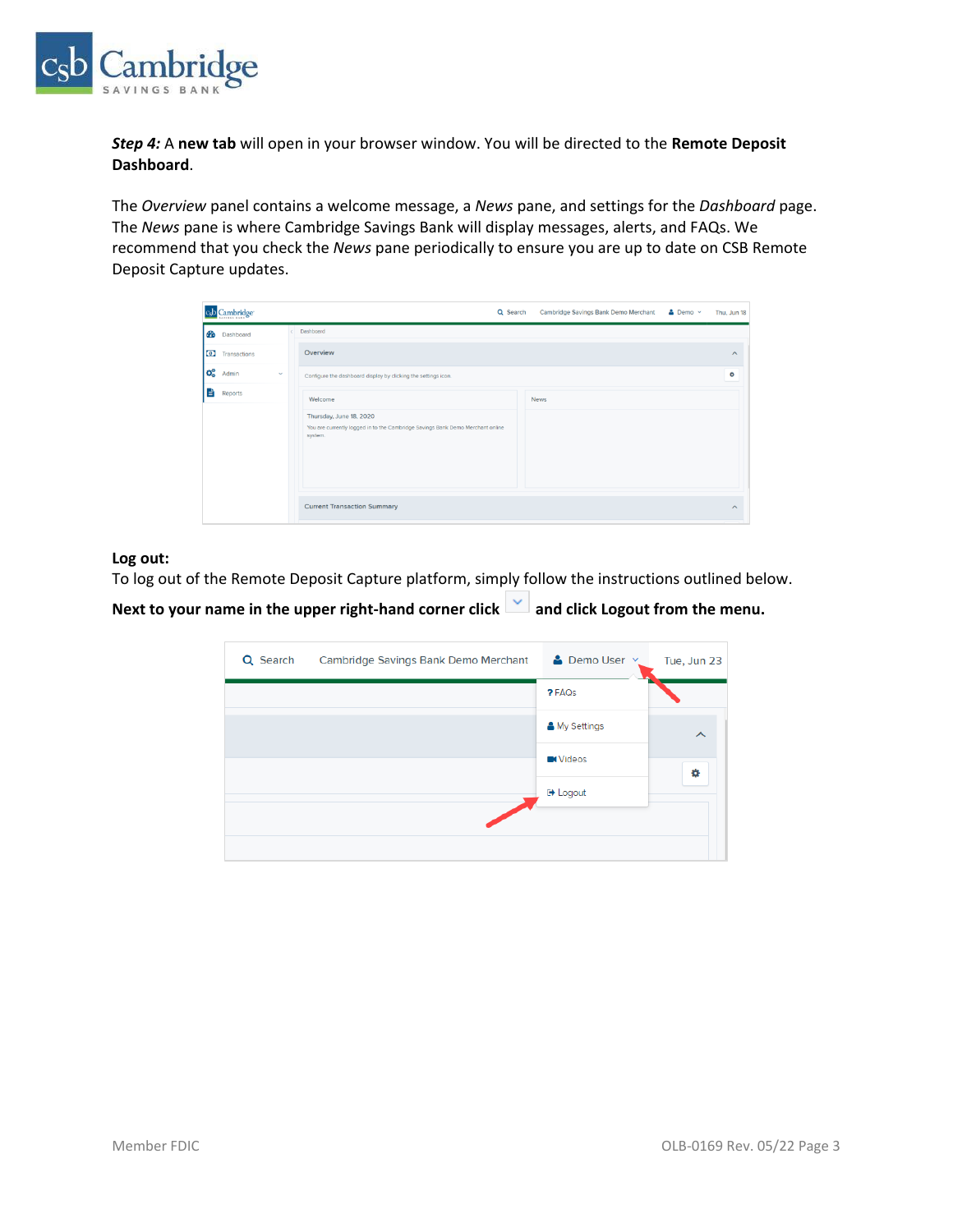***Step 4:*** A **new tab** will open in your browser window. You will be directed to the **Remote Deposit Dashboard**.

The *Overview* panel contains a welcome message, a *News* pane, and settings for the *Dashboard* page. The *News* pane is where Cambridge Savings Bank will display messages, alerts, and FAQs. We recommend that you check the *News* pane periodically to ensure you are up to date on CSB Remote Deposit Capture updates.

**Log out:**

To log out of the Remote Deposit Capture platform, simply follow the instructions outlined below.

**Next to your name in the upper right-hand corner click and click Logout from the menu.**

Member FDIC

OLB-0169 Rev. 05/22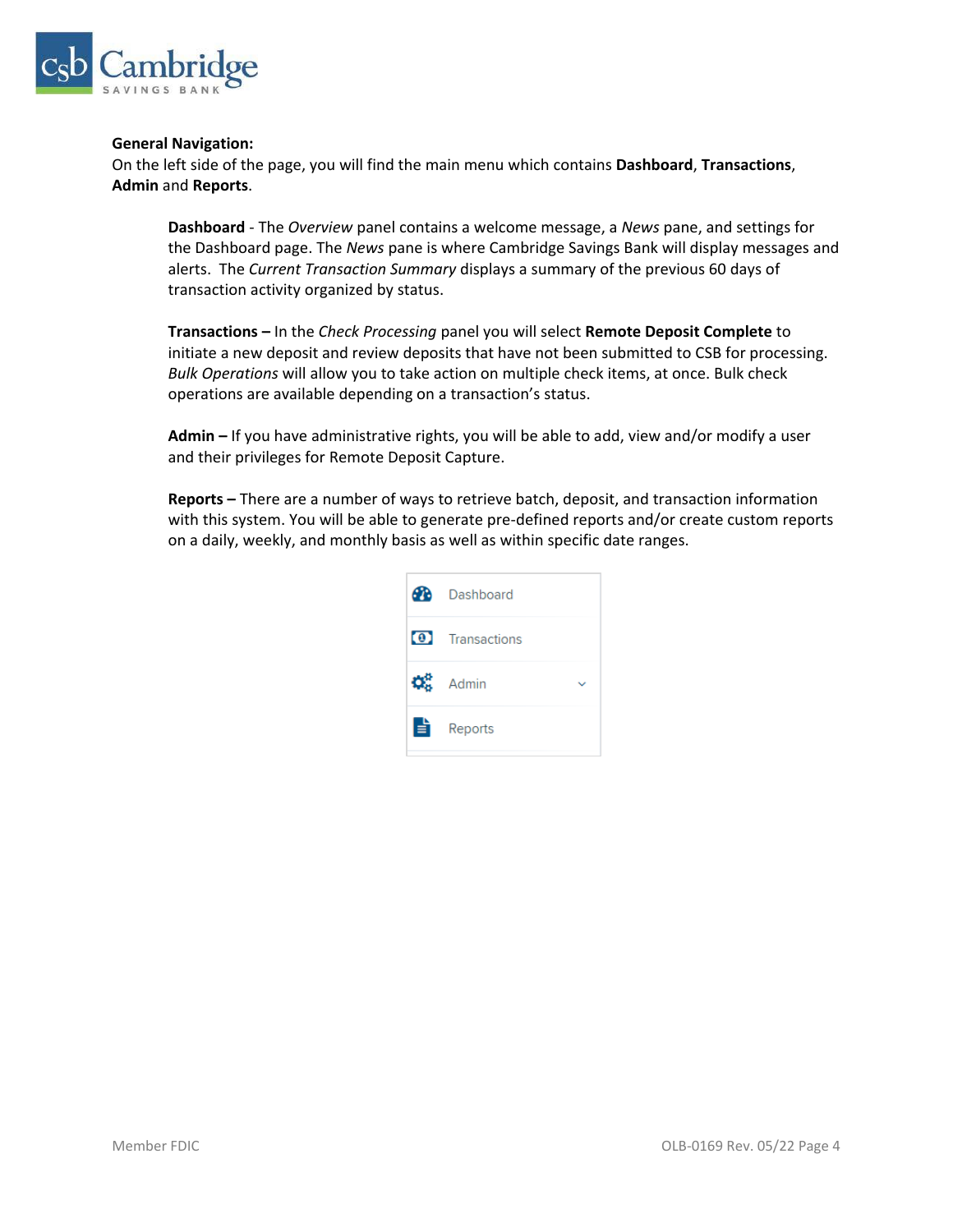**General Navigation:**
On the left side of the page, you will find the main menu which contains **Dashboard**, **Transactions**, **Admin** and **Reports**.

> **Dashboard** - The *Overview* panel contains a welcome message, a *News* pane, and settings for the Dashboard page. The *News* pane is where Cambridge Savings Bank will display messages and alerts. The *Current Transaction Summary* displays a summary of the previous 60 days of transaction activity organized by status.
>
> **Transactions –** In the *Check Processing* panel you will select **Remote Deposit Complete** to initiate a new deposit and review deposits that have not been submitted to CSB for processing. *Bulk Operations* will allow you to take action on multiple check items, at once. Bulk check operations are available depending on a transaction's status.
>
> **Admin –** If you have administrative rights, you will be able to add, view and/or modify a user and their privileges for Remote Deposit Capture.
>
> **Reports –** There are a number of ways to retrieve batch, deposit, and transaction information with this system. You will be able to generate pre-defined reports and/or create custom reports on a daily, weekly, and monthly basis as well as within specific date ranges.

- Dashboard
- Transactions
- Admin
- Reports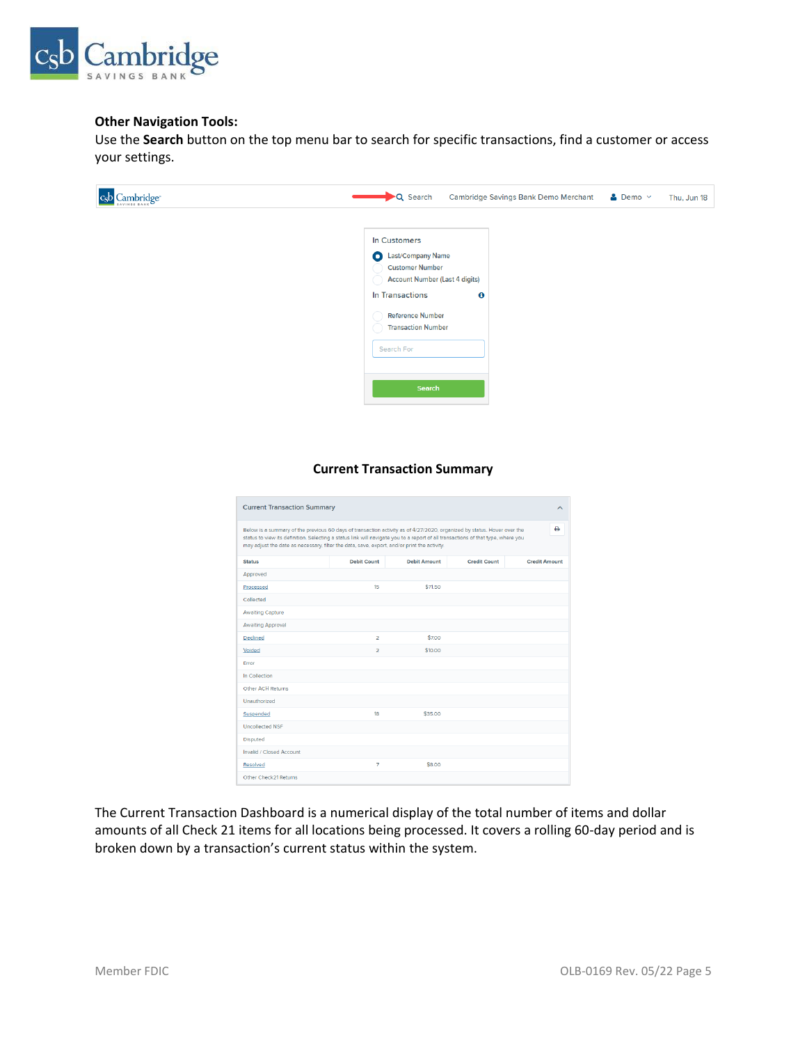**Other Navigation Tools:**

Use the **Search** button on the top menu bar to search for specific transactions, find a customer or access your settings.

Search | Cambridge Savings Bank Demo Merchant | Demo | Thu, Jun 18

In Customers

- Last/Company Name
- Customer Number
- Account Number (Last 4 digits)

In Transactions

- Reference Number
- Transaction Number

Search For

Search

**Current Transaction Summary**

Current Transaction Summary

Below is a summary of the previous 60 days of transaction activity as of 4/27/2020, organized by status. Hover over the status to view its definition. Selecting a status link will navigate you to a report of all transactions of that type, where you may adjust the date as necessary, filter the data, save, export, and/or print the activity.

| Status | Debit Count | Debit Amount | Credit Count | Credit Amount |
|---|---|---|---|---|
| Approved | | | | |
| Processed | 15 | $71.50 | | |
| Collected | | | | |
| Awaiting Capture | | | | |
| Awaiting Approval | | | | |
| Declined | 2 | $7.00 | | |
| Voided | 2 | $10.00 | | |
| Error | | | | |
| In Collection | | | | |
| Other ACH Returns | | | | |
| Unauthorized | | | | |
| Suspended | 18 | $35.00 | | |
| Uncollected NSF | | | | |
| Disputed | | | | |
| Invalid / Closed Account | | | | |
| Resolved | 7 | $8.00 | | |
| Other Check21 Returns | | | | |

The Current Transaction Dashboard is a numerical display of the total number of items and dollar amounts of all Check 21 items for all locations being processed. It covers a rolling 60-day period and is broken down by a transaction's current status within the system.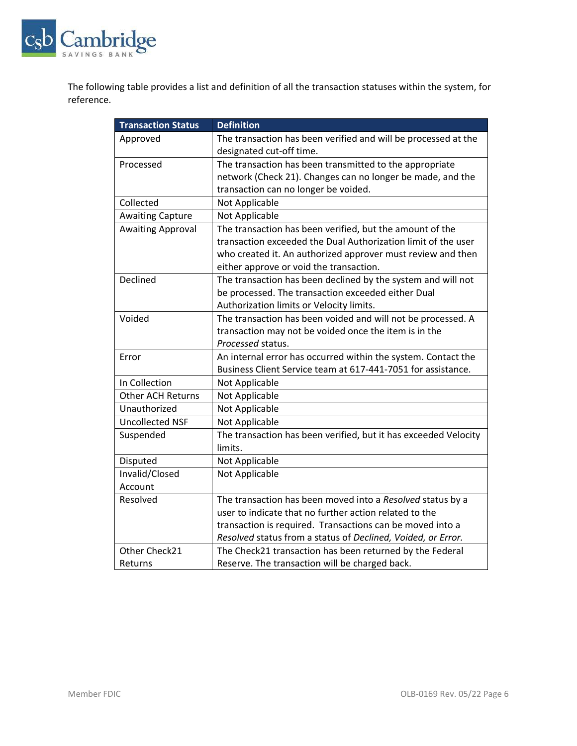The following table provides a list and definition of all the transaction statuses within the system, for reference.

| Transaction Status | Definition |
|---|---|
| Approved | The transaction has been verified and will be processed at the designated cut-off time. |
| Processed | The transaction has been transmitted to the appropriate network (Check 21). Changes can no longer be made, and the transaction can no longer be voided. |
| Collected | Not Applicable |
| Awaiting Capture | Not Applicable |
| Awaiting Approval | The transaction has been verified, but the amount of the transaction exceeded the Dual Authorization limit of the user who created it. An authorized approver must review and then either approve or void the transaction. |
| Declined | The transaction has been declined by the system and will not be processed. The transaction exceeded either Dual Authorization limits or Velocity limits. |
| Voided | The transaction has been voided and will not be processed. A transaction may not be voided once the item is in the *Processed* status. |
| Error | An internal error has occurred within the system. Contact the Business Client Service team at 617-441-7051 for assistance. |
| In Collection | Not Applicable |
| Other ACH Returns | Not Applicable |
| Unauthorized | Not Applicable |
| Uncollected NSF | Not Applicable |
| Suspended | The transaction has been verified, but it has exceeded Velocity limits. |
| Disputed | Not Applicable |
| Invalid/Closed Account | Not Applicable |
| Resolved | The transaction has been moved into a *Resolved* status by a user to indicate that no further action related to the transaction is required. Transactions can be moved into a *Resolved* status from a status of *Declined, Voided, or Error.* |
| Other Check21 Returns | The Check21 transaction has been returned by the Federal Reserve. The transaction will be charged back. |